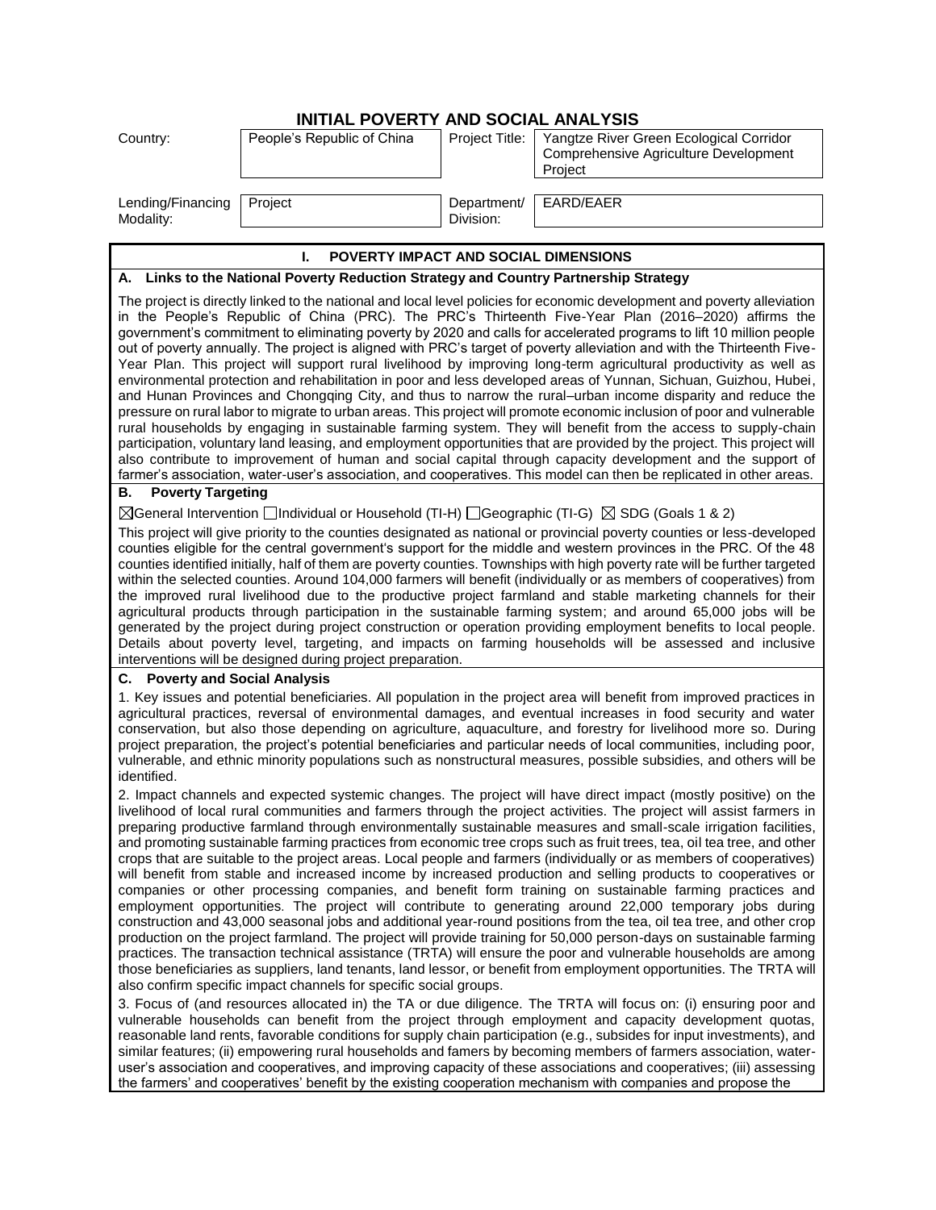# INITIAL POVERTY AND SOCIAL ANALYSIS

| Country: | People's Republic of China | Project Title: | Yangtze River Green Ecological Corridor Comprehensive Agriculture Development Project |
|---|---|---|---|
| Lending/Financing Modality: | Project | Department/ Division: | EARD/EAER |

## I. POVERTY IMPACT AND SOCIAL DIMENSIONS

### A. Links to the National Poverty Reduction Strategy and Country Partnership Strategy

The project is directly linked to the national and local level policies for economic development and poverty alleviation in the People's Republic of China (PRC). The PRC's Thirteenth Five-Year Plan (2016–2020) affirms the government's commitment to eliminating poverty by 2020 and calls for accelerated programs to lift 10 million people out of poverty annually. The project is aligned with PRC's target of poverty alleviation and with the Thirteenth Five-Year Plan. This project will support rural livelihood by improving long-term agricultural productivity as well as environmental protection and rehabilitation in poor and less developed areas of Yunnan, Sichuan, Guizhou, Hubei, and Hunan Provinces and Chongqing City, and thus to narrow the rural–urban income disparity and reduce the pressure on rural labor to migrate to urban areas. This project will promote economic inclusion of poor and vulnerable rural households by engaging in sustainable farming system. They will benefit from the access to supply-chain participation, voluntary land leasing, and employment opportunities that are provided by the project. This project will also contribute to improvement of human and social capital through capacity development and the support of farmer's association, water-user's association, and cooperatives. This model can then be replicated in other areas.

### B. Poverty Targeting

☒General Intervention ☐Individual or Household (TI-H) ☐Geographic (TI-G) ☒ SDG (Goals 1 & 2)

This project will give priority to the counties designated as national or provincial poverty counties or less-developed counties eligible for the central government's support for the middle and western provinces in the PRC. Of the 48 counties identified initially, half of them are poverty counties. Townships with high poverty rate will be further targeted within the selected counties. Around 104,000 farmers will benefit (individually or as members of cooperatives) from the improved rural livelihood due to the productive project farmland and stable marketing channels for their agricultural products through participation in the sustainable farming system; and around 65,000 jobs will be generated by the project during project construction or operation providing employment benefits to local people. Details about poverty level, targeting, and impacts on farming households will be assessed and inclusive interventions will be designed during project preparation.

### C. Poverty and Social Analysis

1. Key issues and potential beneficiaries. All population in the project area will benefit from improved practices in agricultural practices, reversal of environmental damages, and eventual increases in food security and water conservation, but also those depending on agriculture, aquaculture, and forestry for livelihood more so. During project preparation, the project's potential beneficiaries and particular needs of local communities, including poor, vulnerable, and ethnic minority populations such as nonstructural measures, possible subsidies, and others will be identified.

2. Impact channels and expected systemic changes. The project will have direct impact (mostly positive) on the livelihood of local rural communities and farmers through the project activities. The project will assist farmers in preparing productive farmland through environmentally sustainable measures and small-scale irrigation facilities, and promoting sustainable farming practices from economic tree crops such as fruit trees, tea, oil tea tree, and other crops that are suitable to the project areas. Local people and farmers (individually or as members of cooperatives) will benefit from stable and increased income by increased production and selling products to cooperatives or companies or other processing companies, and benefit form training on sustainable farming practices and employment opportunities. The project will contribute to generating around 22,000 temporary jobs during construction and 43,000 seasonal jobs and additional year-round positions from the tea, oil tea tree, and other crop production on the project farmland. The project will provide training for 50,000 person-days on sustainable farming practices. The transaction technical assistance (TRTA) will ensure the poor and vulnerable households are among those beneficiaries as suppliers, land tenants, land lessor, or benefit from employment opportunities. The TRTA will also confirm specific impact channels for specific social groups.

3. Focus of (and resources allocated in) the TA or due diligence. The TRTA will focus on: (i) ensuring poor and vulnerable households can benefit from the project through employment and capacity development quotas, reasonable land rents, favorable conditions for supply chain participation (e.g., subsides for input investments), and similar features; (ii) empowering rural households and famers by becoming members of farmers association, water-user's association and cooperatives, and improving capacity of these associations and cooperatives; (iii) assessing the farmers' and cooperatives' benefit by the existing cooperation mechanism with companies and propose the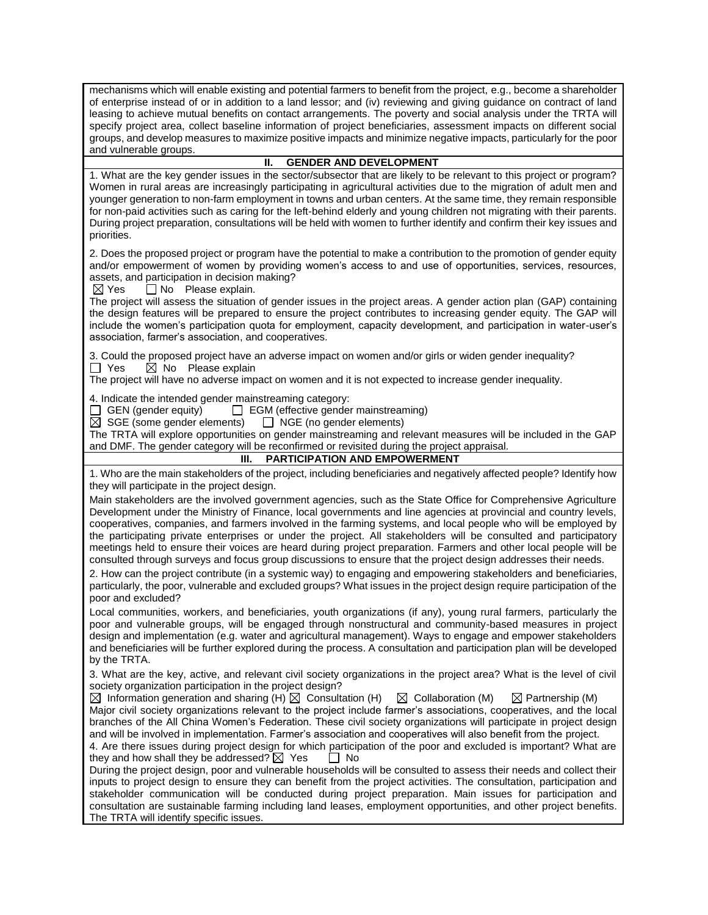mechanisms which will enable existing and potential farmers to benefit from the project, e.g., become a shareholder of enterprise instead of or in addition to a land lessor; and (iv) reviewing and giving guidance on contract of land leasing to achieve mutual benefits on contact arrangements. The poverty and social analysis under the TRTA will specify project area, collect baseline information of project beneficiaries, assessment impacts on different social groups, and develop measures to maximize positive impacts and minimize negative impacts, particularly for the poor and vulnerable groups.

## II. GENDER AND DEVELOPMENT

1. What are the key gender issues in the sector/subsector that are likely to be relevant to this project or program?
Women in rural areas are increasingly participating in agricultural activities due to the migration of adult men and younger generation to non-farm employment in towns and urban centers. At the same time, they remain responsible for non-paid activities such as caring for the left-behind elderly and young children not migrating with their parents. During project preparation, consultations will be held with women to further identify and confirm their key issues and priorities.

2. Does the proposed project or program have the potential to make a contribution to the promotion of gender equity and/or empowerment of women by providing women's access to and use of opportunities, services, resources, assets, and participation in decision making?
☒ Yes ☐ No Please explain.
The project will assess the situation of gender issues in the project areas. A gender action plan (GAP) containing the design features will be prepared to ensure the project contributes to increasing gender equity. The GAP will include the women's participation quota for employment, capacity development, and participation in water-user's association, farmer's association, and cooperatives.

3. Could the proposed project have an adverse impact on women and/or girls or widen gender inequality?
☐ Yes ☒ No Please explain
The project will have no adverse impact on women and it is not expected to increase gender inequality.

4. Indicate the intended gender mainstreaming category:
☐ GEN (gender equity) ☐ EGM (effective gender mainstreaming)
☒ SGE (some gender elements) ☐ NGE (no gender elements)
The TRTA will explore opportunities on gender mainstreaming and relevant measures will be included in the GAP and DMF. The gender category will be reconfirmed or revisited during the project appraisal.

## III. PARTICIPATION AND EMPOWERMENT

1. Who are the main stakeholders of the project, including beneficiaries and negatively affected people? Identify how they will participate in the project design.

Main stakeholders are the involved government agencies, such as the State Office for Comprehensive Agriculture Development under the Ministry of Finance, local governments and line agencies at provincial and country levels, cooperatives, companies, and farmers involved in the farming systems, and local people who will be employed by the participating private enterprises or under the project. All stakeholders will be consulted and participatory meetings held to ensure their voices are heard during project preparation. Farmers and other local people will be consulted through surveys and focus group discussions to ensure that the project design addresses their needs.

2. How can the project contribute (in a systemic way) to engaging and empowering stakeholders and beneficiaries, particularly, the poor, vulnerable and excluded groups? What issues in the project design require participation of the poor and excluded?

Local communities, workers, and beneficiaries, youth organizations (if any), young rural farmers, particularly the poor and vulnerable groups, will be engaged through nonstructural and community-based measures in project design and implementation (e.g. water and agricultural management). Ways to engage and empower stakeholders and beneficiaries will be further explored during the process. A consultation and participation plan will be developed by the TRTA.

3. What are the key, active, and relevant civil society organizations in the project area? What is the level of civil society organization participation in the project design?
☒ Information generation and sharing (H) ☒ Consultation (H) ☒ Collaboration (M) ☒ Partnership (M)
Major civil society organizations relevant to the project include farmer's associations, cooperatives, and the local branches of the All China Women's Federation. These civil society organizations will participate in project design and will be involved in implementation. Farmer's association and cooperatives will also benefit from the project.

4. Are there issues during project design for which participation of the poor and excluded is important? What are they and how shall they be addressed? ☒ Yes ☐ No
During the project design, poor and vulnerable households will be consulted to assess their needs and collect their inputs to project design to ensure they can benefit from the project activities. The consultation, participation and stakeholder communication will be conducted during project preparation. Main issues for participation and consultation are sustainable farming including land leases, employment opportunities, and other project benefits. The TRTA will identify specific issues.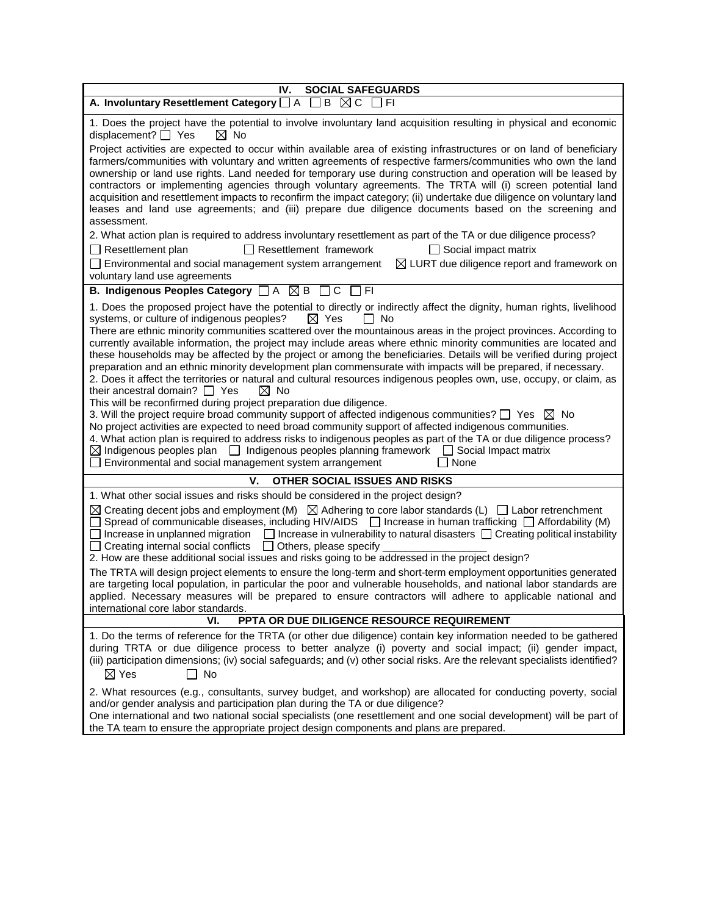## IV. SOCIAL SAFEGUARDS

**A. Involuntary Resettlement Category** ☐ A ☐ B ☒ C ☐ FI

1. Does the project have the potential to involve involuntary land acquisition resulting in physical and economic displacement? ☐ Yes ☒ No

Project activities are expected to occur within available area of existing infrastructures or on land of beneficiary farmers/communities with voluntary and written agreements of respective farmers/communities who own the land ownership or land use rights. Land needed for temporary use during construction and operation will be leased by contractors or implementing agencies through voluntary agreements. The TRTA will (i) screen potential land acquisition and resettlement impacts to reconfirm the impact category; (ii) undertake due diligence on voluntary land leases and land use agreements; and (iii) prepare due diligence documents based on the screening and assessment.

2. What action plan is required to address involuntary resettlement as part of the TA or due diligence process?

☐ Resettlement plan ☐ Resettlement framework ☐ Social impact matrix
☐ Environmental and social management system arrangement ☒ LURT due diligence report and framework on voluntary land use agreements

**B. Indigenous Peoples Category** ☐ A ☒ B ☐ C ☐ FI

1. Does the proposed project have the potential to directly or indirectly affect the dignity, human rights, livelihood systems, or culture of indigenous peoples? ☒ Yes ☐ No

There are ethnic minority communities scattered over the mountainous areas in the project provinces. According to currently available information, the project may include areas where ethnic minority communities are located and these households may be affected by the project or among the beneficiaries. Details will be verified during project preparation and an ethnic minority development plan commensurate with impacts will be prepared, if necessary.

2. Does it affect the territories or natural and cultural resources indigenous peoples own, use, occupy, or claim, as their ancestral domain? ☐ Yes ☒ No

This will be reconfirmed during project preparation due diligence.

3. Will the project require broad community support of affected indigenous communities? ☐ Yes ☒ No

No project activities are expected to need broad community support of affected indigenous communities.

4. What action plan is required to address risks to indigenous peoples as part of the TA or due diligence process?

☒ Indigenous peoples plan ☐ Indigenous peoples planning framework ☐ Social Impact matrix
☐ Environmental and social management system arrangement ☐ None

## V. OTHER SOCIAL ISSUES AND RISKS

1. What other social issues and risks should be considered in the project design?

☒ Creating decent jobs and employment (M) ☒ Adhering to core labor standards (L) ☐ Labor retrenchment
☐ Spread of communicable diseases, including HIV/AIDS ☐ Increase in human trafficking ☐ Affordability (M)
☐ Increase in unplanned migration ☐ Increase in vulnerability to natural disasters ☐ Creating political instability
☐ Creating internal social conflicts ☐ Others, please specify __________________

2. How are these additional social issues and risks going to be addressed in the project design?

The TRTA will design project elements to ensure the long-term and short-term employment opportunities generated are targeting local population, in particular the poor and vulnerable households, and national labor standards are applied. Necessary measures will be prepared to ensure contractors will adhere to applicable national and international core labor standards.

## VI. PPTA OR DUE DILIGENCE RESOURCE REQUIREMENT

1. Do the terms of reference for the TRTA (or other due diligence) contain key information needed to be gathered during TRTA or due diligence process to better analyze (i) poverty and social impact; (ii) gender impact, (iii) participation dimensions; (iv) social safeguards; and (v) other social risks. Are the relevant specialists identified?

☒ Yes ☐ No

2. What resources (e.g., consultants, survey budget, and workshop) are allocated for conducting poverty, social and/or gender analysis and participation plan during the TA or due diligence?

One international and two national social specialists (one resettlement and one social development) will be part of the TA team to ensure the appropriate project design components and plans are prepared.